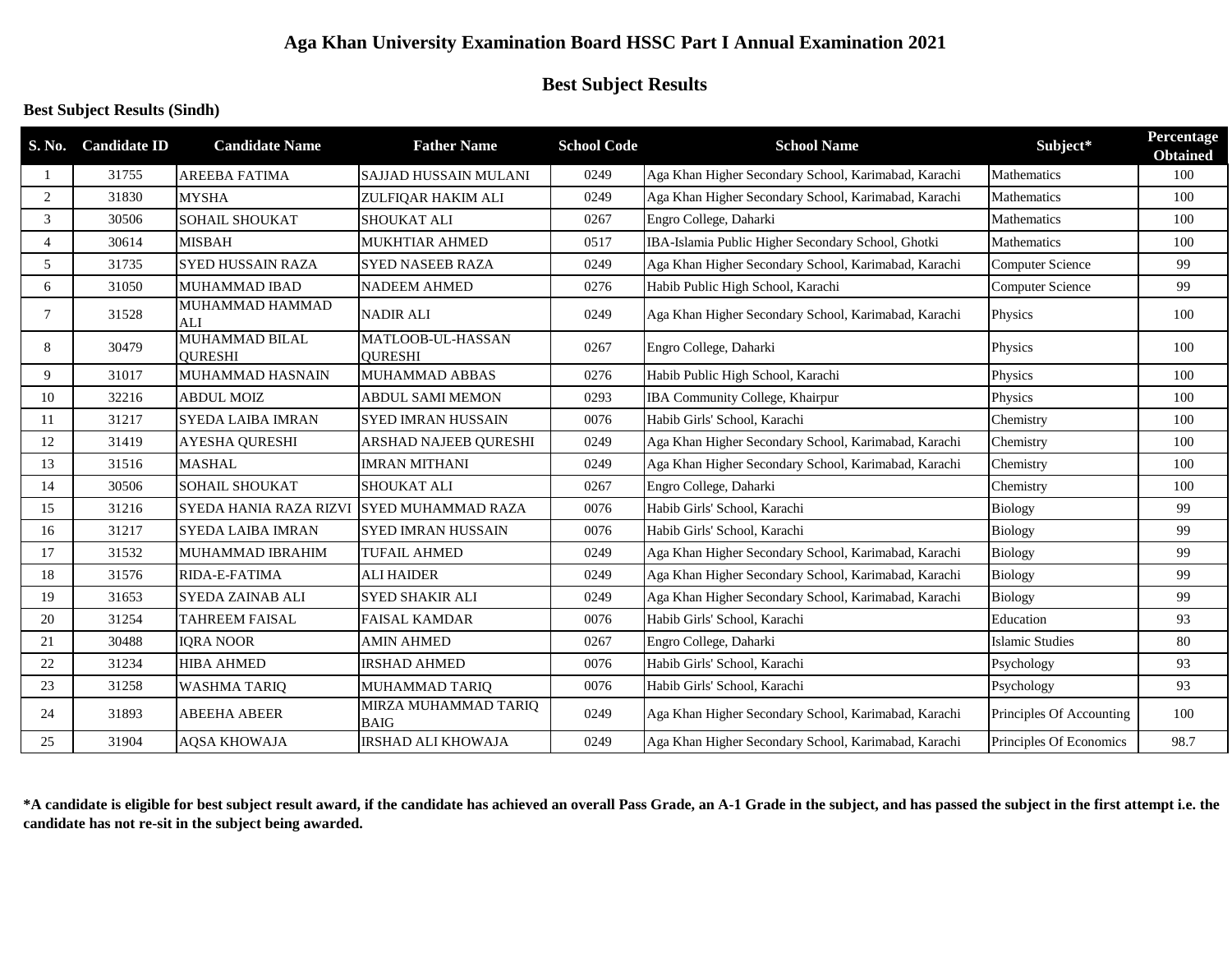# Aga Khan University Examination Board HSSC Part I Annual Examination 2021

## Best Subject Results

### Best Subject Results (Sindh)

| S. No. | Candidate ID | Candidate Name | Father Name | School Code | School Name | Subject* | Percentage Obtained |
|---|---|---|---|---|---|---|---|
| 1 | 31755 | AREEBA FATIMA | SAJJAD HUSSAIN MULANI | 0249 | Aga Khan Higher Secondary School, Karimabad, Karachi | Mathematics | 100 |
| 2 | 31830 | MYSHA | ZULFIQAR HAKIM ALI | 0249 | Aga Khan Higher Secondary School, Karimabad, Karachi | Mathematics | 100 |
| 3 | 30506 | SOHAIL SHOUKAT | SHOUKAT ALI | 0267 | Engro College, Daharki | Mathematics | 100 |
| 4 | 30614 | MISBAH | MUKHTIAR AHMED | 0517 | IBA-Islamia Public Higher Secondary School, Ghotki | Mathematics | 100 |
| 5 | 31735 | SYED HUSSAIN RAZA | SYED NASEEB RAZA | 0249 | Aga Khan Higher Secondary School, Karimabad, Karachi | Computer Science | 99 |
| 6 | 31050 | MUHAMMAD IBAD | NADEEM AHMED | 0276 | Habib Public High School, Karachi | Computer Science | 99 |
| 7 | 31528 | MUHAMMAD HAMMAD ALI | NADIR ALI | 0249 | Aga Khan Higher Secondary School, Karimabad, Karachi | Physics | 100 |
| 8 | 30479 | MUHAMMAD BILAL QURESHI | MATLOOB-UL-HASSAN QURESHI | 0267 | Engro College, Daharki | Physics | 100 |
| 9 | 31017 | MUHAMMAD HASNAIN | MUHAMMAD ABBAS | 0276 | Habib Public High School, Karachi | Physics | 100 |
| 10 | 32216 | ABDUL MOIZ | ABDUL SAMI MEMON | 0293 | IBA Community College, Khairpur | Physics | 100 |
| 11 | 31217 | SYEDA LAIBA IMRAN | SYED IMRAN HUSSAIN | 0076 | Habib Girls' School, Karachi | Chemistry | 100 |
| 12 | 31419 | AYESHA QURESHI | ARSHAD NAJEEB QURESHI | 0249 | Aga Khan Higher Secondary School, Karimabad, Karachi | Chemistry | 100 |
| 13 | 31516 | MASHAL | IMRAN MITHANI | 0249 | Aga Khan Higher Secondary School, Karimabad, Karachi | Chemistry | 100 |
| 14 | 30506 | SOHAIL SHOUKAT | SHOUKAT ALI | 0267 | Engro College, Daharki | Chemistry | 100 |
| 15 | 31216 | SYEDA HANIA RAZA RIZVI | SYED MUHAMMAD RAZA | 0076 | Habib Girls' School, Karachi | Biology | 99 |
| 16 | 31217 | SYEDA LAIBA IMRAN | SYED IMRAN HUSSAIN | 0076 | Habib Girls' School, Karachi | Biology | 99 |
| 17 | 31532 | MUHAMMAD IBRAHIM | TUFAIL AHMED | 0249 | Aga Khan Higher Secondary School, Karimabad, Karachi | Biology | 99 |
| 18 | 31576 | RIDA-E-FATIMA | ALI HAIDER | 0249 | Aga Khan Higher Secondary School, Karimabad, Karachi | Biology | 99 |
| 19 | 31653 | SYEDA ZAINAB ALI | SYED SHAKIR ALI | 0249 | Aga Khan Higher Secondary School, Karimabad, Karachi | Biology | 99 |
| 20 | 31254 | TAHREEM FAISAL | FAISAL KAMDAR | 0076 | Habib Girls' School, Karachi | Education | 93 |
| 21 | 30488 | IQRA NOOR | AMIN AHMED | 0267 | Engro College, Daharki | Islamic Studies | 80 |
| 22 | 31234 | HIBA AHMED | IRSHAD AHMED | 0076 | Habib Girls' School, Karachi | Psychology | 93 |
| 23 | 31258 | WASHMA TARIQ | MUHAMMAD TARIQ | 0076 | Habib Girls' School, Karachi | Psychology | 93 |
| 24 | 31893 | ABEEHA ABEER | MIRZA MUHAMMAD TARIQ BAIG | 0249 | Aga Khan Higher Secondary School, Karimabad, Karachi | Principles Of Accounting | 100 |
| 25 | 31904 | AQSA KHOWAJA | IRSHAD ALI KHOWAJA | 0249 | Aga Khan Higher Secondary School, Karimabad, Karachi | Principles Of Economics | 98.7 |

**\*A candidate is eligible for best subject result award, if the candidate has achieved an overall Pass Grade, an A-1 Grade in the subject, and has passed the subject in the first attempt i.e. the candidate has not re-sit in the subject being awarded.**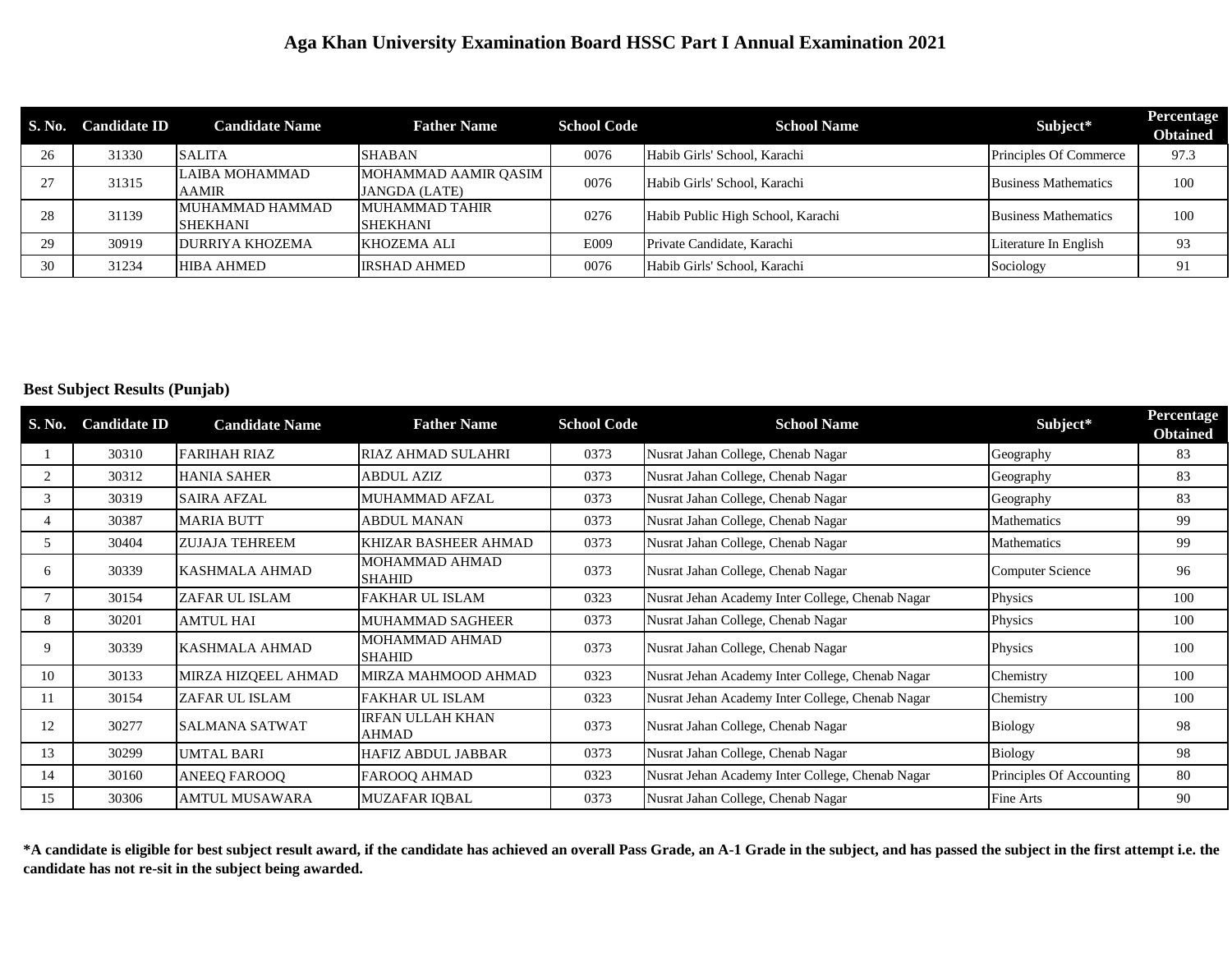# Aga Khan University Examination Board HSSC Part I Annual Examination 2021

| S. No. | Candidate ID | Candidate Name | Father Name | School Code | School Name | Subject* | Percentage Obtained |
|---|---|---|---|---|---|---|---|
| 26 | 31330 | SALITA | SHABAN | 0076 | Habib Girls' School, Karachi | Principles Of Commerce | 97.3 |
| 27 | 31315 | LAIBA MOHAMMAD AAMIR | MOHAMMAD AAMIR QASIM JANGDA (LATE) | 0076 | Habib Girls' School, Karachi | Business Mathematics | 100 |
| 28 | 31139 | MUHAMMAD HAMMAD SHEKHANI | MUHAMMAD TAHIR SHEKHANI | 0276 | Habib Public High School, Karachi | Business Mathematics | 100 |
| 29 | 30919 | DURRIYA KHOZEMA | KHOZEMA ALI | E009 | Private Candidate, Karachi | Literature In English | 93 |
| 30 | 31234 | HIBA AHMED | IRSHAD AHMED | 0076 | Habib Girls' School, Karachi | Sociology | 91 |

**Best Subject Results (Punjab)**

| S. No. | Candidate ID | Candidate Name | Father Name | School Code | School Name | Subject* | Percentage Obtained |
|---|---|---|---|---|---|---|---|
| 1 | 30310 | FARIHAH RIAZ | RIAZ AHMAD SULAHRI | 0373 | Nusrat Jahan College, Chenab Nagar | Geography | 83 |
| 2 | 30312 | HANIA SAHER | ABDUL AZIZ | 0373 | Nusrat Jahan College, Chenab Nagar | Geography | 83 |
| 3 | 30319 | SAIRA AFZAL | MUHAMMAD AFZAL | 0373 | Nusrat Jahan College, Chenab Nagar | Geography | 83 |
| 4 | 30387 | MARIA BUTT | ABDUL MANAN | 0373 | Nusrat Jahan College, Chenab Nagar | Mathematics | 99 |
| 5 | 30404 | ZUJAJA TEHREEM | KHIZAR BASHEER AHMAD | 0373 | Nusrat Jahan College, Chenab Nagar | Mathematics | 99 |
| 6 | 30339 | KASHMALA AHMAD | MOHAMMAD AHMAD SHAHID | 0373 | Nusrat Jahan College, Chenab Nagar | Computer Science | 96 |
| 7 | 30154 | ZAFAR UL ISLAM | FAKHAR UL ISLAM | 0323 | Nusrat Jehan Academy Inter College, Chenab Nagar | Physics | 100 |
| 8 | 30201 | AMTUL HAI | MUHAMMAD SAGHEER | 0373 | Nusrat Jahan College, Chenab Nagar | Physics | 100 |
| 9 | 30339 | KASHMALA AHMAD | MOHAMMAD AHMAD SHAHID | 0373 | Nusrat Jahan College, Chenab Nagar | Physics | 100 |
| 10 | 30133 | MIRZA HIZQEEL AHMAD | MIRZA MAHMOOD AHMAD | 0323 | Nusrat Jehan Academy Inter College, Chenab Nagar | Chemistry | 100 |
| 11 | 30154 | ZAFAR UL ISLAM | FAKHAR UL ISLAM | 0323 | Nusrat Jehan Academy Inter College, Chenab Nagar | Chemistry | 100 |
| 12 | 30277 | SALMANA SATWAT | IRFAN ULLAH KHAN AHMAD | 0373 | Nusrat Jahan College, Chenab Nagar | Biology | 98 |
| 13 | 30299 | UMTAL BARI | HAFIZ ABDUL JABBAR | 0373 | Nusrat Jahan College, Chenab Nagar | Biology | 98 |
| 14 | 30160 | ANEEQ FAROOQ | FAROOQ AHMAD | 0323 | Nusrat Jehan Academy Inter College, Chenab Nagar | Principles Of Accounting | 80 |
| 15 | 30306 | AMTUL MUSAWARA | MUZAFAR IQBAL | 0373 | Nusrat Jahan College, Chenab Nagar | Fine Arts | 90 |

**\*A candidate is eligible for best subject result award, if the candidate has achieved an overall Pass Grade, an A-1 Grade in the subject, and has passed the subject in the first attempt i.e. the candidate has not re-sit in the subject being awarded.**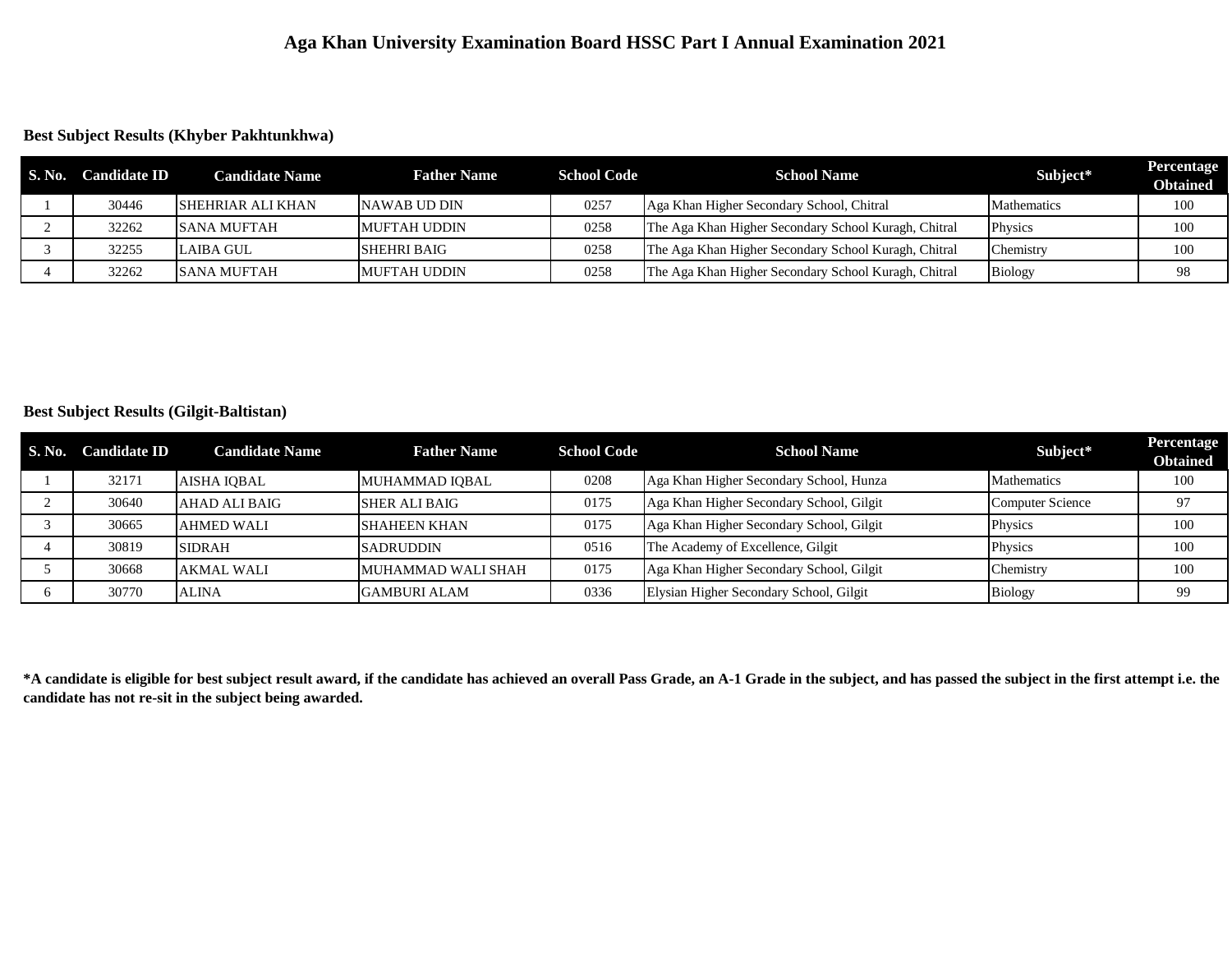# Aga Khan University Examination Board HSSC Part I Annual Examination 2021

### Best Subject Results (Khyber Pakhtunkhwa)

| S. No. | Candidate ID | Candidate Name | Father Name | School Code | School Name | Subject* | Percentage Obtained |
|---|---|---|---|---|---|---|---|
| 1 | 30446 | SHEHRIAR ALI KHAN | NAWAB UD DIN | 0257 | Aga Khan Higher Secondary School, Chitral | Mathematics | 100 |
| 2 | 32262 | SANA MUFTAH | MUFTAH UDDIN | 0258 | The Aga Khan Higher Secondary School Kuragh, Chitral | Physics | 100 |
| 3 | 32255 | LAIBA GUL | SHEHRI BAIG | 0258 | The Aga Khan Higher Secondary School Kuragh, Chitral | Chemistry | 100 |
| 4 | 32262 | SANA MUFTAH | MUFTAH UDDIN | 0258 | The Aga Khan Higher Secondary School Kuragh, Chitral | Biology | 98 |

### Best Subject Results (Gilgit-Baltistan)

| S. No. | Candidate ID | Candidate Name | Father Name | School Code | School Name | Subject* | Percentage Obtained |
|---|---|---|---|---|---|---|---|
| 1 | 32171 | AISHA IQBAL | MUHAMMAD IQBAL | 0208 | Aga Khan Higher Secondary School, Hunza | Mathematics | 100 |
| 2 | 30640 | AHAD ALI BAIG | SHER ALI BAIG | 0175 | Aga Khan Higher Secondary School, Gilgit | Computer Science | 97 |
| 3 | 30665 | AHMED WALI | SHAHEEN KHAN | 0175 | Aga Khan Higher Secondary School, Gilgit | Physics | 100 |
| 4 | 30819 | SIDRAH | SADRUDDIN | 0516 | The Academy of Excellence, Gilgit | Physics | 100 |
| 5 | 30668 | AKMAL WALI | MUHAMMAD WALI SHAH | 0175 | Aga Khan Higher Secondary School, Gilgit | Chemistry | 100 |
| 6 | 30770 | ALINA | GAMBURI ALAM | 0336 | Elysian Higher Secondary School, Gilgit | Biology | 99 |

**\*A candidate is eligible for best subject result award, if the candidate has achieved an overall Pass Grade, an A-1 Grade in the subject, and has passed the subject in the first attempt i.e. the candidate has not re-sit in the subject being awarded.**